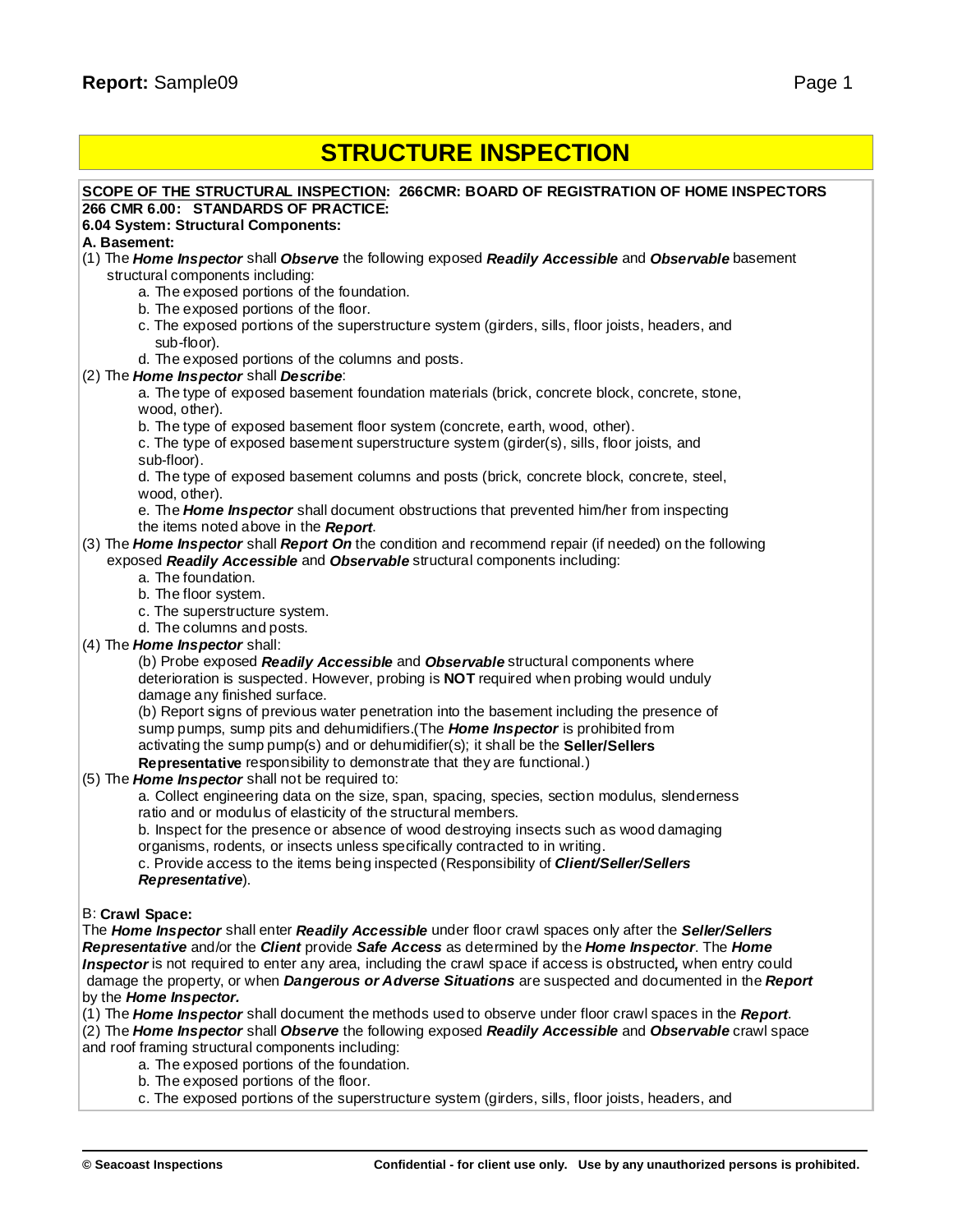# STRUCTURE INSPECTION

**SCOPE OF THE STRUCTURAL INSPECTION: 266CMR: BOARD OF REGISTRATION OF HOME INSPECTORS**
**266 CMR 6.00: STANDARDS OF PRACTICE:**
**6.04 System: Structural Components:**
**A. Basement:**

(1) The ***Home Inspector*** shall ***Observe*** the following exposed ***Readily Accessible*** and ***Observable*** basement structural components including:

- a. The exposed portions of the foundation.
- b. The exposed portions of the floor.
- c. The exposed portions of the superstructure system (girders, sills, floor joists, headers, and sub-floor).
- d. The exposed portions of the columns and posts.

(2) The ***Home Inspector*** shall ***Describe***:

- a. The type of exposed basement foundation materials (brick, concrete block, concrete, stone, wood, other).
- b. The type of exposed basement floor system (concrete, earth, wood, other).
- c. The type of exposed basement superstructure system (girder(s), sills, floor joists, and sub-floor).
- d. The type of exposed basement columns and posts (brick, concrete block, concrete, steel, wood, other).
- e. The ***Home Inspector*** shall document obstructions that prevented him/her from inspecting the items noted above in the ***Report***.

(3) The ***Home Inspector*** shall ***Report On*** the condition and recommend repair (if needed) on the following exposed ***Readily Accessible*** and ***Observable*** structural components including:

- a. The foundation.
- b. The floor system.
- c. The superstructure system.
- d. The columns and posts.

(4) The ***Home Inspector*** shall:

- (b) Probe exposed ***Readily Accessible*** and ***Observable*** structural components where deterioration is suspected. However, probing is **NOT** required when probing would unduly damage any finished surface.
- (b) Report signs of previous water penetration into the basement including the presence of sump pumps, sump pits and dehumidifiers.(The ***Home Inspector*** is prohibited from activating the sump pump(s) and or dehumidifier(s); it shall be the **Seller/Sellers Representative** responsibility to demonstrate that they are functional.)

(5) The ***Home Inspector*** shall not be required to:

- a. Collect engineering data on the size, span, spacing, species, section modulus, slenderness ratio and or modulus of elasticity of the structural members.
- b. Inspect for the presence or absence of wood destroying insects such as wood damaging organisms, rodents, or insects unless specifically contracted to in writing.
- c. Provide access to the items being inspected (Responsibility of ***Client/Seller/Sellers Representative***).

B: **Crawl Space:**

The ***Home Inspector*** shall enter ***Readily Accessible*** under floor crawl spaces only after the ***Seller/Sellers Representative*** and/or the ***Client*** provide ***Safe Access*** as determined by the ***Home Inspector***. The ***Home Inspector*** is not required to enter any area, including the crawl space if access is obstructed**,** when entry could damage the property, or when ***Dangerous or Adverse Situations*** are suspected and documented in the ***Report*** by the ***Home Inspector.***

(1) The ***Home Inspector*** shall document the methods used to observe under floor crawl spaces in the ***Report***.

(2) The ***Home Inspector*** shall ***Observe*** the following exposed ***Readily Accessible*** and ***Observable*** crawl space and roof framing structural components including:

- a. The exposed portions of the foundation.
- b. The exposed portions of the floor.
- c. The exposed portions of the superstructure system (girders, sills, floor joists, headers, and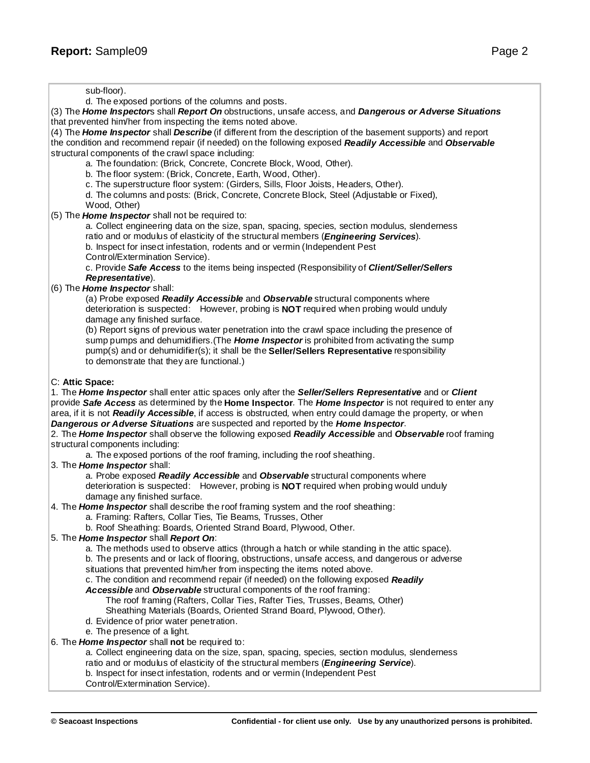sub-floor).

d. The exposed portions of the columns and posts.

(3) The ***Home Inspector***s shall ***Report On*** obstructions, unsafe access, and ***Dangerous or Adverse Situations*** that prevented him/her from inspecting the items noted above.

(4) The ***Home Inspector*** shall ***Describe*** (if different from the description of the basement supports) and report the condition and recommend repair (if needed) on the following exposed ***Readily Accessible*** and ***Observable*** structural components of the crawl space including:

a. The foundation: (Brick, Concrete, Concrete Block, Wood, Other).
b. The floor system: (Brick, Concrete, Earth, Wood, Other).
c. The superstructure floor system: (Girders, Sills, Floor Joists, Headers, Other).
d. The columns and posts: (Brick, Concrete, Concrete Block, Steel (Adjustable or Fixed), Wood, Other)

(5) The ***Home Inspector*** shall not be required to:

a. Collect engineering data on the size, span, spacing, species, section modulus, slenderness ratio and or modulus of elasticity of the structural members (***Engineering Services***).
b. Inspect for insect infestation, rodents and or vermin (Independent Pest Control/Extermination Service).
c. Provide ***Safe Access*** to the items being inspected (Responsibility of ***Client/Seller/Sellers Representative***).

(6) The ***Home Inspector*** shall:

(a) Probe exposed ***Readily Accessible*** and ***Observable*** structural components where deterioration is suspected: However, probing is **NOT** required when probing would unduly damage any finished surface.
(b) Report signs of previous water penetration into the crawl space including the presence of sump pumps and dehumidifiers.(The ***Home Inspector*** is prohibited from activating the sump pump(s) and or dehumidifier(s); it shall be the **Seller/Sellers Representative** responsibility to demonstrate that they are functional.)

C: **Attic Space:**

1. The ***Home Inspector*** shall enter attic spaces only after the ***Seller/Sellers Representative*** and or ***Client*** provide ***Safe Access*** as determined by the **Home Inspector**. The ***Home Inspector*** is not required to enter any area, if it is not ***Readily Accessible***, if access is obstructed, when entry could damage the property, or when ***Dangerous or Adverse Situations*** are suspected and reported by the ***Home Inspector***.
2. The ***Home Inspector*** shall observe the following exposed ***Readily Accessible*** and ***Observable*** roof framing structural components including:
   a. The exposed portions of the roof framing, including the roof sheathing.
3. The ***Home Inspector*** shall:
   a. Probe exposed ***Readily Accessible*** and ***Observable*** structural components where deterioration is suspected: However, probing is **NOT** required when probing would unduly damage any finished surface.
4. The ***Home Inspector*** shall describe the roof framing system and the roof sheathing:
   a. Framing: Rafters, Collar Ties, Tie Beams, Trusses, Other
   b. Roof Sheathing: Boards, Oriented Strand Board, Plywood, Other.
5. The ***Home Inspector*** shall ***Report On***:
   a. The methods used to observe attics (through a hatch or while standing in the attic space).
   b. The presents and or lack of flooring, obstructions, unsafe access, and dangerous or adverse situations that prevented him/her from inspecting the items noted above.
   c. The condition and recommend repair (if needed) on the following exposed ***Readily Accessible*** and ***Observable*** structural components of the roof framing:
      The roof framing (Rafters, Collar Ties, Rafter Ties, Trusses, Beams, Other)
      Sheathing Materials (Boards, Oriented Strand Board, Plywood, Other).
   d. Evidence of prior water penetration.
   e. The presence of a light.
6. The ***Home Inspector*** shall **not** be required to:
   a. Collect engineering data on the size, span, spacing, species, section modulus, slenderness ratio and or modulus of elasticity of the structural members (***Engineering Service***).
   b. Inspect for insect infestation, rodents and or vermin (Independent Pest Control/Extermination Service).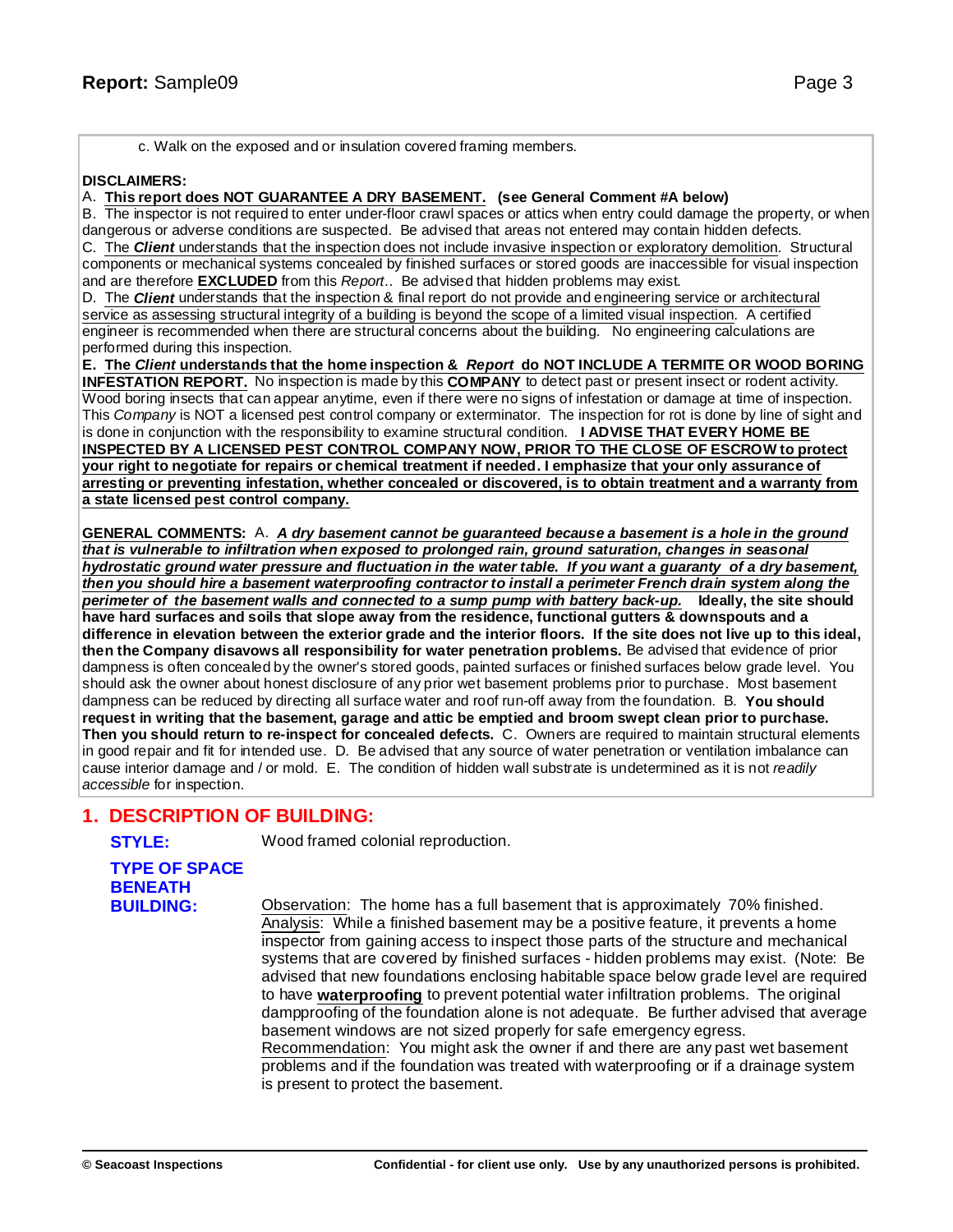c. Walk on the exposed and or insulation covered framing members.

**DISCLAIMERS:**

A. **This report does NOT GUARANTEE A DRY BASEMENT. (see General Comment #A below)**

B. The inspector is not required to enter under-floor crawl spaces or attics when entry could damage the property, or when dangerous or adverse conditions are suspected. Be advised that areas not entered may contain hidden defects.

C. The ***Client*** understands that the inspection does not include invasive inspection or exploratory demolition. Structural components or mechanical systems concealed by finished surfaces or stored goods are inaccessible for visual inspection and are therefore **EXCLUDED** from this *Report*.. Be advised that hidden problems may exist.

D. The ***Client*** understands that the inspection & final report do not provide and engineering service or architectural service as assessing structural integrity of a building is beyond the scope of a limited visual inspection. A certified engineer is recommended when there are structural concerns about the building. No engineering calculations are performed during this inspection.

**E. The *Client* understands that the home inspection & *Report* do NOT INCLUDE A TERMITE OR WOOD BORING INFESTATION REPORT.** No inspection is made by this **COMPANY** to detect past or present insect or rodent activity. Wood boring insects that can appear anytime, even if there were no signs of infestation or damage at time of inspection. This *Company* is NOT a licensed pest control company or exterminator. The inspection for rot is done by line of sight and is done in conjunction with the responsibility to examine structural condition. **I ADVISE THAT EVERY HOME BE INSPECTED BY A LICENSED PEST CONTROL COMPANY NOW, PRIOR TO THE CLOSE OF ESCROW to protect your right to negotiate for repairs or chemical treatment if needed. I emphasize that your only assurance of arresting or preventing infestation, whether concealed or discovered, is to obtain treatment and a warranty from a state licensed pest control company.**

**GENERAL COMMENTS:** A. ***A dry basement cannot be guaranteed because a basement is a hole in the ground that is vulnerable to infiltration when exposed to prolonged rain, ground saturation, changes in seasonal hydrostatic ground water pressure and fluctuation in the water table. If you want a guaranty of a dry basement, then you should hire a basement waterproofing contractor to install a perimeter French drain system along the perimeter of the basement walls and connected to a sump pump with battery back-up.*** **Ideally, the site should have hard surfaces and soils that slope away from the residence, functional gutters & downspouts and a difference in elevation between the exterior grade and the interior floors. If the site does not live up to this ideal, then the Company disavows all responsibility for water penetration problems.** Be advised that evidence of prior dampness is often concealed by the owner's stored goods, painted surfaces or finished surfaces below grade level. You should ask the owner about honest disclosure of any prior wet basement problems prior to purchase. Most basement dampness can be reduced by directing all surface water and roof run-off away from the foundation. B. **You should request in writing that the basement, garage and attic be emptied and broom swept clean prior to purchase. Then you should return to re-inspect for concealed defects.** C. Owners are required to maintain structural elements in good repair and fit for intended use. D. Be advised that any source of water penetration or ventilation imbalance can cause interior damage and / or mold. E. The condition of hidden wall substrate is undetermined as it is not *readily accessible* for inspection.

# 1. DESCRIPTION OF BUILDING:

**STYLE:** Wood framed colonial reproduction.

**TYPE OF SPACE BENEATH BUILDING:**

Observation: The home has a full basement that is approximately 70% finished.

Analysis: While a finished basement may be a positive feature, it prevents a home inspector from gaining access to inspect those parts of the structure and mechanical systems that are covered by finished surfaces - hidden problems may exist. (Note: Be advised that new foundations enclosing habitable space below grade level are required to have **waterproofing** to prevent potential water infiltration problems. The original dampproofing of the foundation alone is not adequate. Be further advised that average basement windows are not sized properly for safe emergency egress.

Recommendation: You might ask the owner if and there are any past wet basement problems and if the foundation was treated with waterproofing or if a drainage system is present to protect the basement.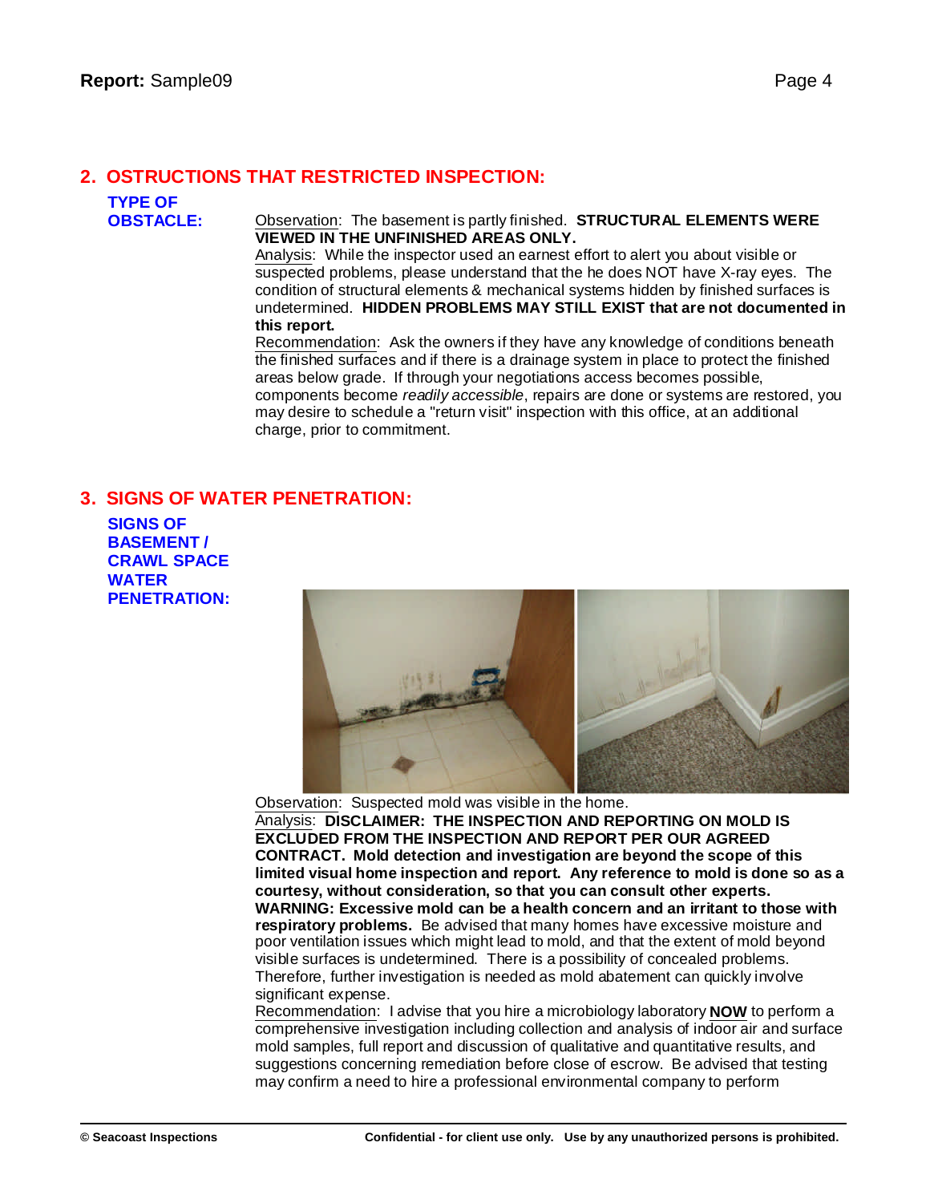## 2. OSTRUCTIONS THAT RESTRICTED INSPECTION:

**TYPE OF OBSTACLE:**

Observation: The basement is partly finished. **STRUCTURAL ELEMENTS WERE VIEWED IN THE UNFINISHED AREAS ONLY.**

Analysis: While the inspector used an earnest effort to alert you about visible or suspected problems, please understand that the he does NOT have X-ray eyes. The condition of structural elements & mechanical systems hidden by finished surfaces is undetermined. **HIDDEN PROBLEMS MAY STILL EXIST that are not documented in this report.**

Recommendation: Ask the owners if they have any knowledge of conditions beneath the finished surfaces and if there is a drainage system in place to protect the finished areas below grade. If through your negotiations access becomes possible, components become *readily accessible*, repairs are done or systems are restored, you may desire to schedule a "return visit" inspection with this office, at an additional charge, prior to commitment.

## 3. SIGNS OF WATER PENETRATION:

**SIGNS OF BASEMENT / CRAWL SPACE WATER PENETRATION:**

Observation: Suspected mold was visible in the home.

Analysis: **DISCLAIMER: THE INSPECTION AND REPORTING ON MOLD IS EXCLUDED FROM THE INSPECTION AND REPORT PER OUR AGREED CONTRACT. Mold detection and investigation are beyond the scope of this limited visual home inspection and report. Any reference to mold is done so as a courtesy, without consideration, so that you can consult other experts. WARNING: Excessive mold can be a health concern and an irritant to those with respiratory problems.** Be advised that many homes have excessive moisture and poor ventilation issues which might lead to mold, and that the extent of mold beyond visible surfaces is undetermined. There is a possibility of concealed problems. Therefore, further investigation is needed as mold abatement can quickly involve significant expense.

Recommendation: I advise that you hire a microbiology laboratory **NOW** to perform a comprehensive investigation including collection and analysis of indoor air and surface mold samples, full report and discussion of qualitative and quantitative results, and suggestions concerning remediation before close of escrow. Be advised that testing may confirm a need to hire a professional environmental company to perform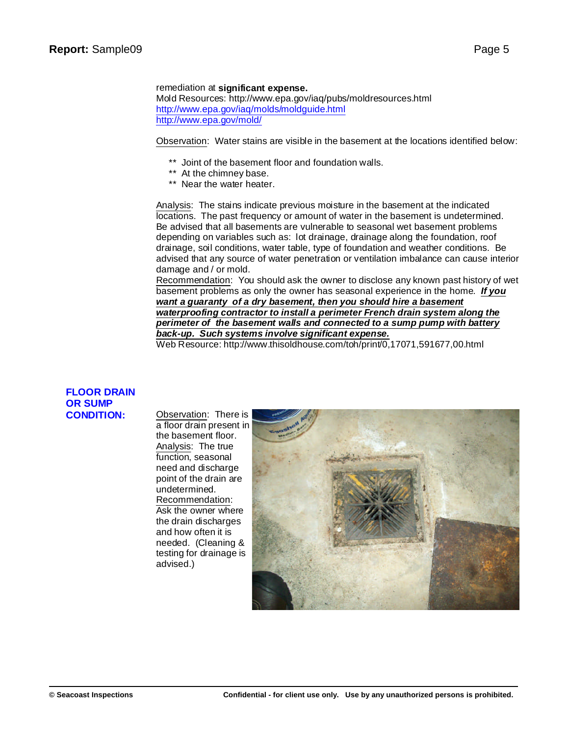remediation at **significant expense.**
Mold Resources: http://www.epa.gov/iaq/pubs/moldresources.html
http://www.epa.gov/iaq/molds/moldguide.html
http://www.epa.gov/mold/

Observation: Water stains are visible in the basement at the locations identified below:

- ** Joint of the basement floor and foundation walls.
- ** At the chimney base.
- ** Near the water heater.

Analysis: The stains indicate previous moisture in the basement at the indicated locations. The past frequency or amount of water in the basement is undetermined. Be advised that all basements are vulnerable to seasonal wet basement problems depending on variables such as: lot drainage, drainage along the foundation, roof drainage, soil conditions, water table, type of foundation and weather conditions. Be advised that any source of water penetration or ventilation imbalance can cause interior damage and / or mold.
Recommendation: You should ask the owner to disclose any known past history of wet basement problems as only the owner has seasonal experience in the home. ***If you want a guaranty of a dry basement, then you should hire a basement waterproofing contractor to install a perimeter French drain system along the perimeter of the basement walls and connected to a sump pump with battery back-up. Such systems involve significant expense.***
Web Resource: http://www.thisoldhouse.com/toh/print/0,17071,591677,00.html

## FLOOR DRAIN OR SUMP CONDITION:

Observation: There is a floor drain present in the basement floor.
Analysis: The true function, seasonal need and discharge point of the drain are undetermined.
Recommendation: Ask the owner where the drain discharges and how often it is needed. (Cleaning & testing for drainage is advised.)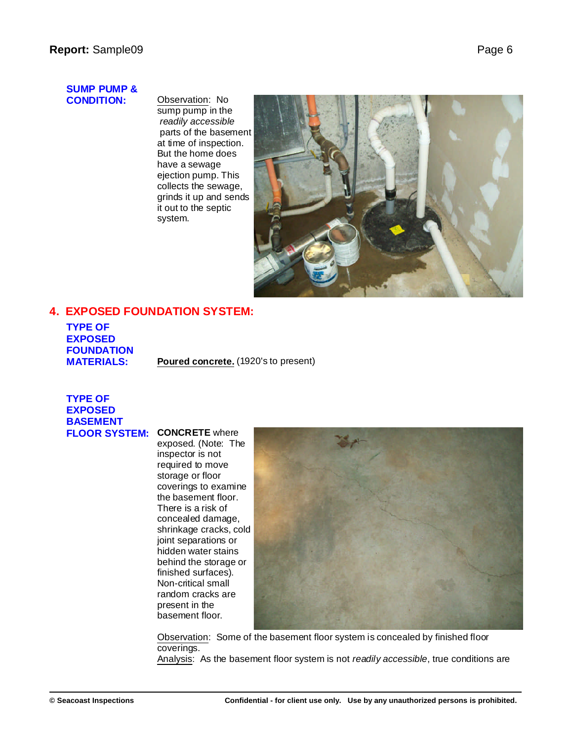**SUMP PUMP & CONDITION:**

Observation: No sump pump in the *readily accessible* parts of the basement at time of inspection. But the home does have a sewage ejection pump. This collects the sewage, grinds it up and sends it out to the septic system.

## 4. EXPOSED FOUNDATION SYSTEM:

**TYPE OF EXPOSED FOUNDATION MATERIALS:**

**Poured concrete.** (1920's to present)

**TYPE OF EXPOSED BASEMENT FLOOR SYSTEM:**

**CONCRETE** where exposed. (Note: The inspector is not required to move storage or floor coverings to examine the basement floor. There is a risk of concealed damage, shrinkage cracks, cold joint separations or hidden water stains behind the storage or finished surfaces). Non-critical small random cracks are present in the basement floor.

Observation: Some of the basement floor system is concealed by finished floor coverings.

Analysis: As the basement floor system is not *readily accessible*, true conditions are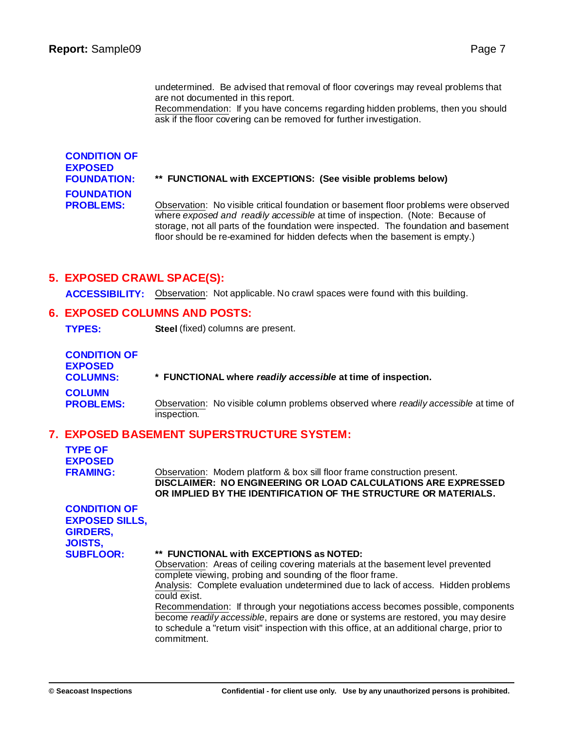undetermined. Be advised that removal of floor coverings may reveal problems that are not documented in this report.
Recommendation: If you have concerns regarding hidden problems, then you should ask if the floor covering can be removed for further investigation.

**CONDITION OF EXPOSED FOUNDATION:** **** FUNCTIONAL with EXCEPTIONS: (See visible problems below)**

**FOUNDATION PROBLEMS:** Observation: No visible critical foundation or basement floor problems were observed where *exposed and readily accessible* at time of inspection. (Note: Because of storage, not all parts of the foundation were inspected. The foundation and basement floor should be re-examined for hidden defects when the basement is empty.)

## 5. EXPOSED CRAWL SPACE(S):

**ACCESSIBILITY:** Observation: Not applicable. No crawl spaces were found with this building.

## 6. EXPOSED COLUMNS AND POSTS:

**TYPES:** **Steel** (fixed) columns are present.

**CONDITION OF EXPOSED COLUMNS:** *** FUNCTIONAL where *readily accessible* at time of inspection.**

**COLUMN PROBLEMS:** Observation: No visible column problems observed where *readily accessible* at time of inspection.

## 7. EXPOSED BASEMENT SUPERSTRUCTURE SYSTEM:

**TYPE OF EXPOSED FRAMING:** Observation: Modern platform & box sill floor frame construction present.
**DISCLAIMER: NO ENGINEERING OR LOAD CALCULATIONS ARE EXPRESSED OR IMPLIED BY THE IDENTIFICATION OF THE STRUCTURE OR MATERIALS.**

**CONDITION OF EXPOSED SILLS, GIRDERS, JOISTS, SUBFLOOR:** **** FUNCTIONAL with EXCEPTIONS as NOTED:**
Observation: Areas of ceiling covering materials at the basement level prevented complete viewing, probing and sounding of the floor frame.
Analysis: Complete evaluation undetermined due to lack of access. Hidden problems could exist.
Recommendation: If through your negotiations access becomes possible, components become *readily accessible*, repairs are done or systems are restored, you may desire to schedule a "return visit" inspection with this office, at an additional charge, prior to commitment.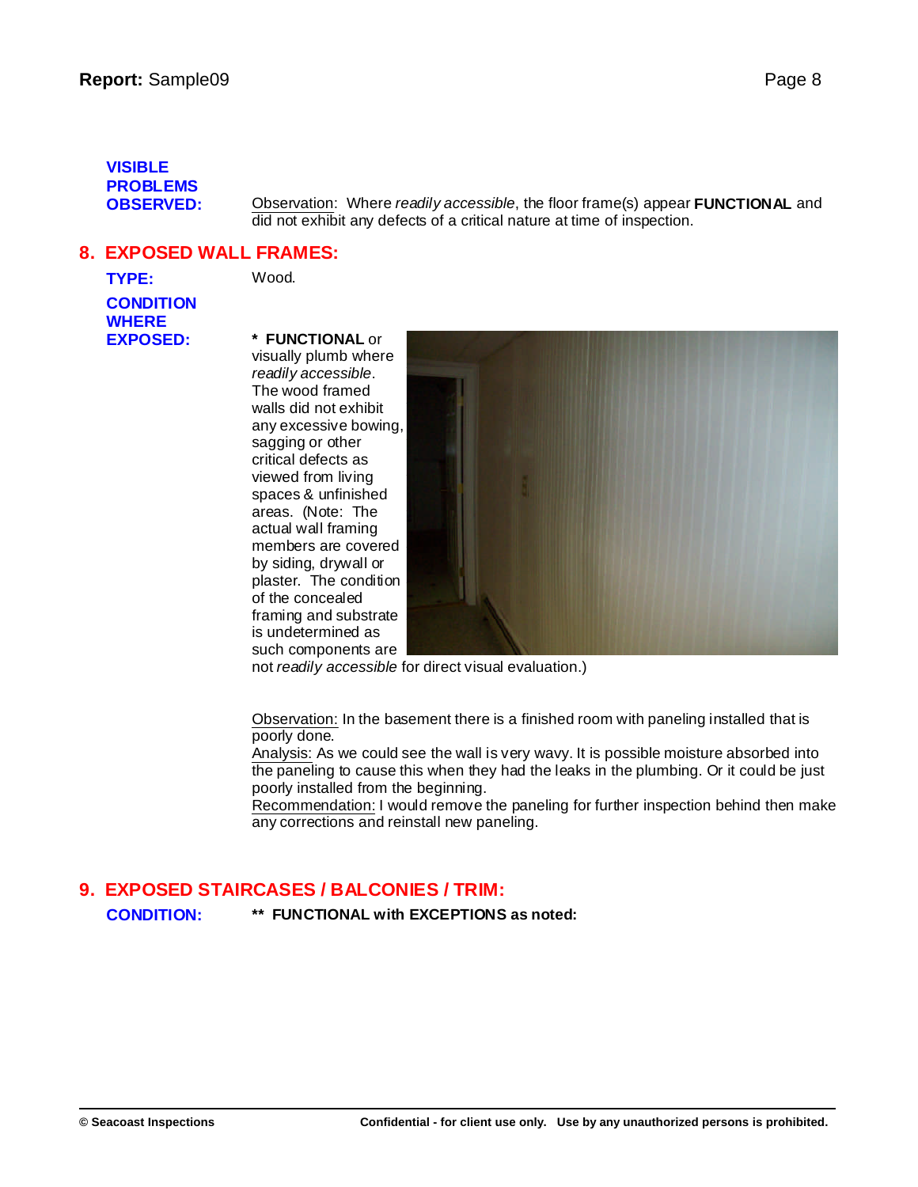**VISIBLE PROBLEMS OBSERVED:** Observation: Where *readily accessible*, the floor frame(s) appear **FUNCTIONAL** and did not exhibit any defects of a critical nature at time of inspection.

## 8. EXPOSED WALL FRAMES:

**TYPE:** Wood.

**CONDITION WHERE EXPOSED:**

***** **FUNCTIONAL** or visually plumb where *readily accessible*. The wood framed walls did not exhibit any excessive bowing, sagging or other critical defects as viewed from living spaces & unfinished areas. (Note: The actual wall framing members are covered by siding, drywall or plaster. The condition of the concealed framing and substrate is undetermined as such components are not *readily accessible* for direct visual evaluation.)

Observation: In the basement there is a finished room with paneling installed that is poorly done.
Analysis: As we could see the wall is very wavy. It is possible moisture absorbed into the paneling to cause this when they had the leaks in the plumbing. Or it could be just poorly installed from the beginning.
Recommendation: I would remove the paneling for further inspection behind then make any corrections and reinstall new paneling.

## 9. EXPOSED STAIRCASES / BALCONIES / TRIM:

**CONDITION:** **** FUNCTIONAL with EXCEPTIONS as noted:**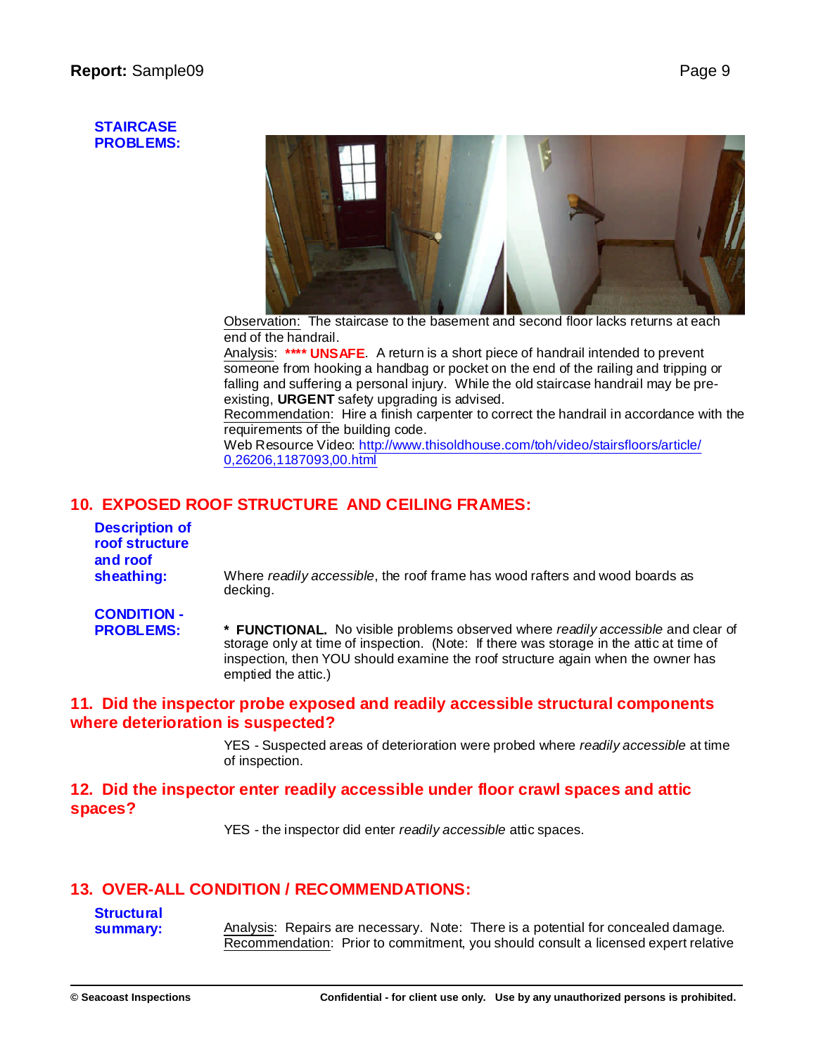**STAIRCASE PROBLEMS:**

Observation: The staircase to the basement and second floor lacks returns at each end of the handrail.
Analysis: **\*\*\*\* UNSAFE**. A return is a short piece of handrail intended to prevent someone from hooking a handbag or pocket on the end of the railing and tripping or falling and suffering a personal injury. While the old staircase handrail may be pre-existing, **URGENT** safety upgrading is advised.
Recommendation: Hire a finish carpenter to correct the handrail in accordance with the requirements of the building code.
Web Resource Video: [http://www.thisoldhouse.com/toh/video/stairsfloors/article/0,26206,1187093,00.html](http://www.thisoldhouse.com/toh/video/stairsfloors/article/0,26206,1187093,00.html)

## 10. EXPOSED ROOF STRUCTURE AND CEILING FRAMES:

**Description of roof structure and roof sheathing:**

Where *readily accessible*, the roof frame has wood rafters and wood boards as decking.

**CONDITION - PROBLEMS:**

**\* FUNCTIONAL.** No visible problems observed where *readily accessible* and clear of storage only at time of inspection. (Note: If there was storage in the attic at time of inspection, then YOU should examine the roof structure again when the owner has emptied the attic.)

## 11. Did the inspector probe exposed and readily accessible structural components where deterioration is suspected?

YES - Suspected areas of deterioration were probed where *readily accessible* at time of inspection.

## 12. Did the inspector enter readily accessible under floor crawl spaces and attic spaces?

YES - the inspector did enter *readily accessible* attic spaces.

## 13. OVER-ALL CONDITION / RECOMMENDATIONS:

**Structural summary:**

Analysis: Repairs are necessary. Note: There is a potential for concealed damage.
Recommendation: Prior to commitment, you should consult a licensed expert relative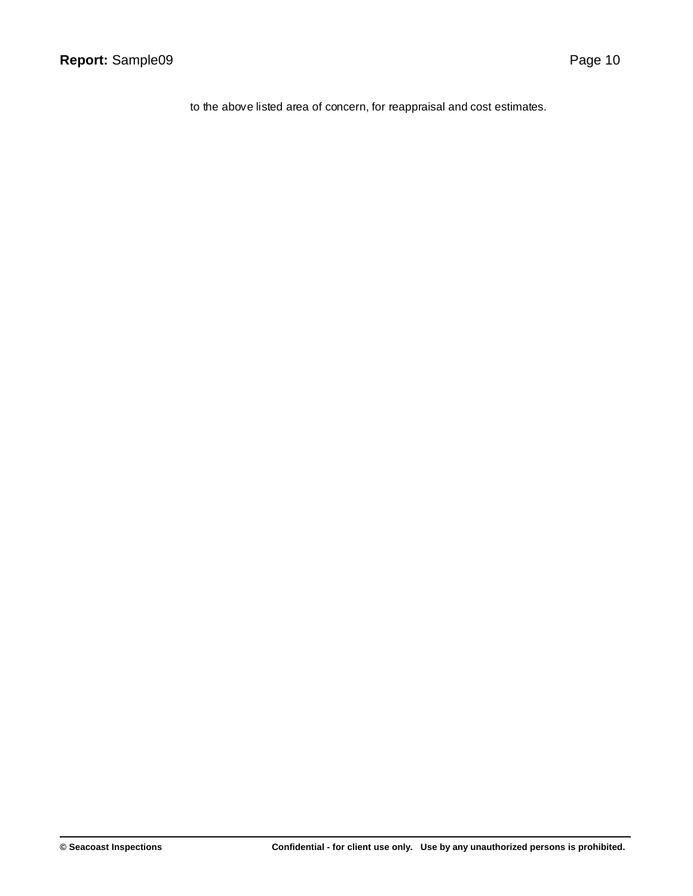to the above listed area of concern, for reappraisal and cost estimates.